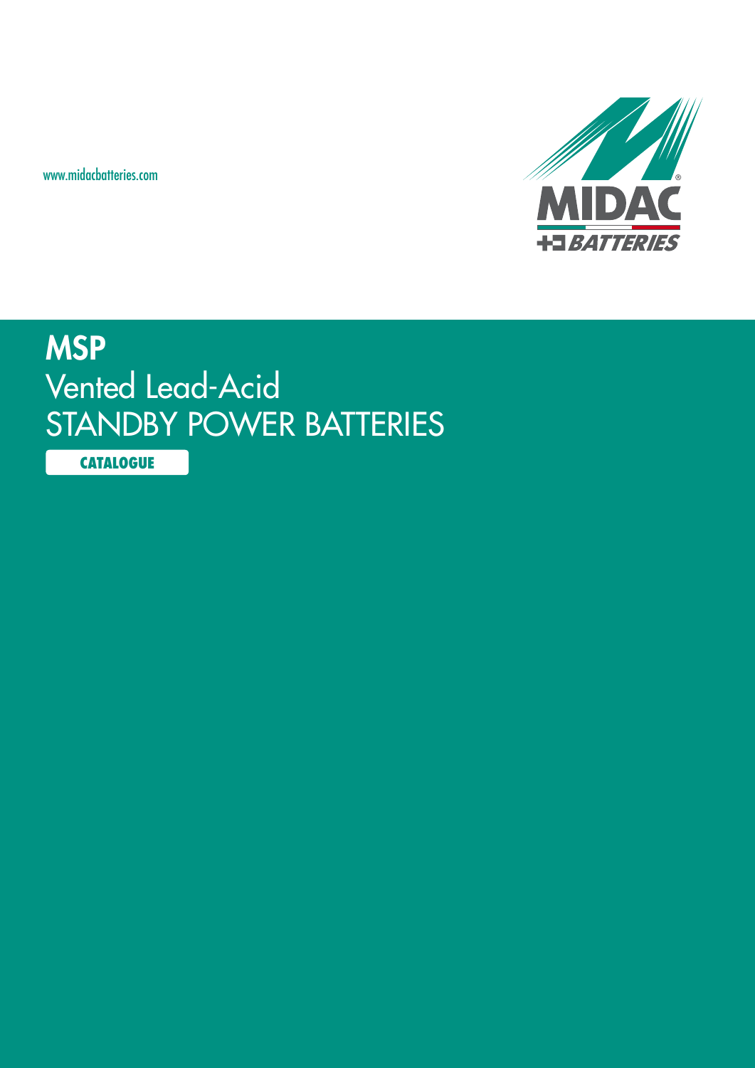www.midacbatteries.com

MIDAC BATTERIES

# MSP

## Vented Lead-Acid
## STANDBY POWER BATTERIES

**CATALOGUE**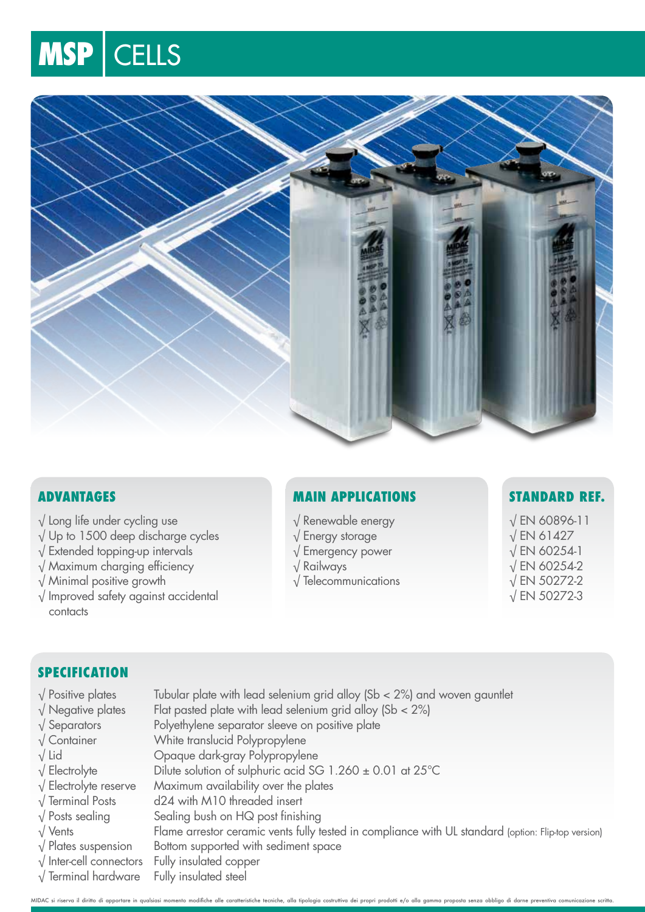# MSP CELLS

## ADVANTAGES

- √ Long life under cycling use
- √ Up to 1500 deep discharge cycles
- √ Extended topping-up intervals
- √ Maximum charging efficiency
- √ Minimal positive growth
- √ Improved safety against accidental contacts

## MAIN APPLICATIONS

- √ Renewable energy
- √ Energy storage
- √ Emergency power
- √ Railways
- √ Telecommunications

## STANDARD REF.

- √ EN 60896-11
- √ EN 61427
- √ EN 60254-1
- √ EN 60254-2
- √ EN 50272-2
- √ EN 50272-3

## SPECIFICATION

| | |
|---|---|
| √ Positive plates | Tubular plate with lead selenium grid alloy (Sb < 2%) and woven gauntlet |
| √ Negative plates | Flat pasted plate with lead selenium grid alloy (Sb < 2%) |
| √ Separators | Polyethylene separator sleeve on positive plate |
| √ Container | White translucid Polypropylene |
| √ Lid | Opaque dark-gray Polypropylene |
| √ Electrolyte | Dilute solution of sulphuric acid SG 1.260 ± 0.01 at 25°C |
| √ Electrolyte reserve | Maximum availability over the plates |
| √ Terminal Posts | d24 with M10 threaded insert |
| √ Posts sealing | Sealing bush on HQ post finishing |
| √ Vents | Flame arrestor ceramic vents fully tested in compliance with UL standard (option: Flip-top version) |
| √ Plates suspension | Bottom supported with sediment space |
| √ Inter-cell connectors | Fully insulated copper |
| √ Terminal hardware | Fully insulated steel |

MIDAC si riserva il diritto di apportare in qualsiasi momento modifiche alle caratteristiche tecniche, alla tipologia costruttiva dei propri prodotti e/o alla gamma proposta senza obbligo di darne preventiva comunicazione scritta.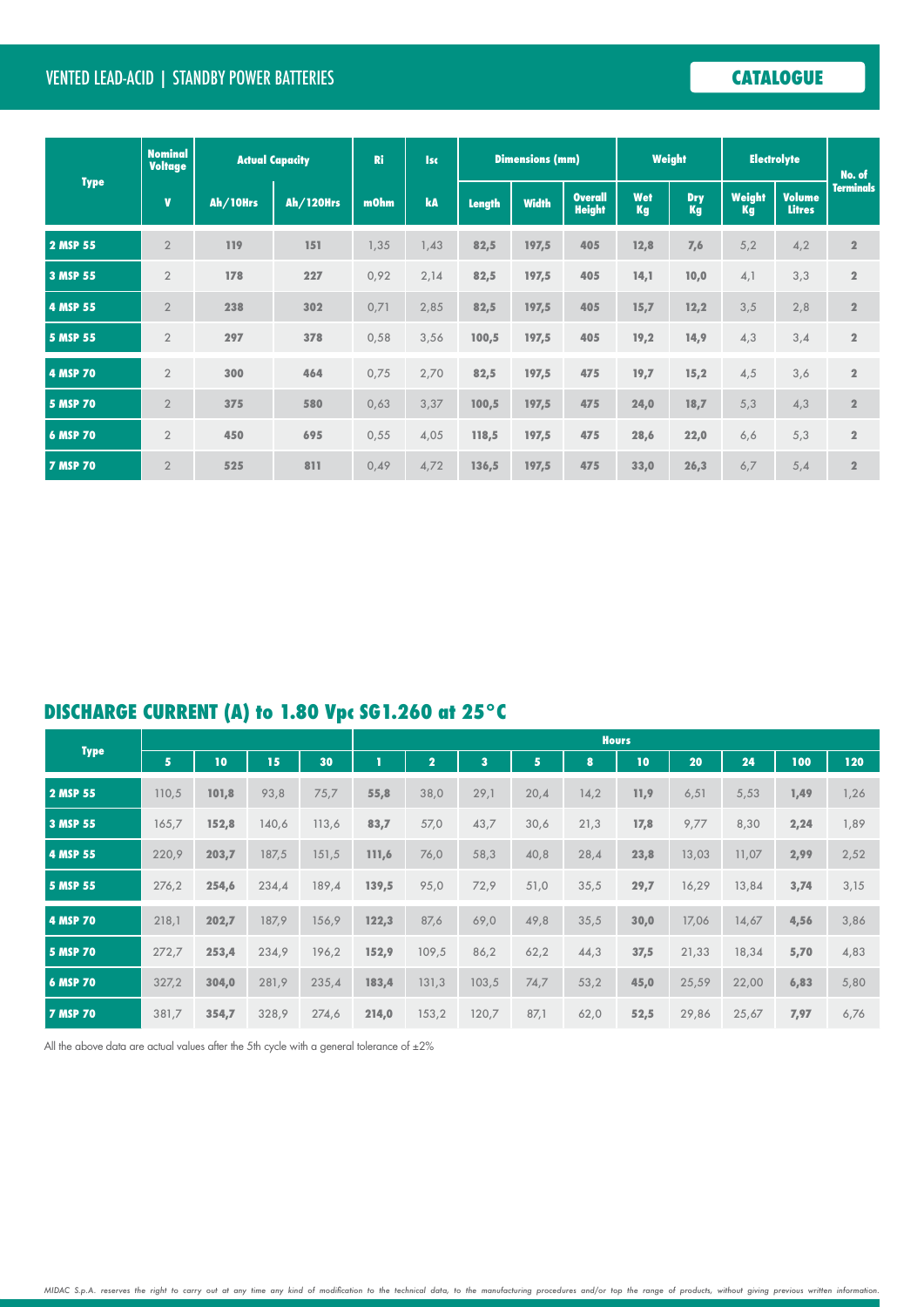VENTED LEAD-ACID | STANDBY POWER BATTERIES

**CATALOGUE**

| Type | Nominal Voltage | Actual Capacity | | Ri | Isc | Dimensions (mm) | | | Weight | | Electrolyte | | No. of Terminals |
|---|---|---|---|---|---|---|---|---|---|---|---|---|---|
| | V | Ah/10Hrs | Ah/120Hrs | mOhm | kA | Length | Width | Overall Height | Wet Kg | Dry Kg | Weight Kg | Volume Litres | |
| 2 MSP 55 | 2 | 119 | 151 | 1,35 | 1,43 | 82,5 | 197,5 | 405 | 12,8 | 7,6 | 5,2 | 4,2 | 2 |
| 3 MSP 55 | 2 | 178 | 227 | 0,92 | 2,14 | 82,5 | 197,5 | 405 | 14,1 | 10,0 | 4,1 | 3,3 | 2 |
| 4 MSP 55 | 2 | 238 | 302 | 0,71 | 2,85 | 82,5 | 197,5 | 405 | 15,7 | 12,2 | 3,5 | 2,8 | 2 |
| 5 MSP 55 | 2 | 297 | 378 | 0,58 | 3,56 | 100,5 | 197,5 | 405 | 19,2 | 14,9 | 4,3 | 3,4 | 2 |
| 4 MSP 70 | 2 | 300 | 464 | 0,75 | 2,70 | 82,5 | 197,5 | 475 | 19,7 | 15,2 | 4,5 | 3,6 | 2 |
| 5 MSP 70 | 2 | 375 | 580 | 0,63 | 3,37 | 100,5 | 197,5 | 475 | 24,0 | 18,7 | 5,3 | 4,3 | 2 |
| 6 MSP 70 | 2 | 450 | 695 | 0,55 | 4,05 | 118,5 | 197,5 | 475 | 28,6 | 22,0 | 6,6 | 5,3 | 2 |
| 7 MSP 70 | 2 | 525 | 811 | 0,49 | 4,72 | 136,5 | 197,5 | 475 | 33,0 | 26,3 | 6,7 | 5,4 | 2 |

## DISCHARGE CURRENT (A) to 1.80 Vpc SG1.260 at 25°C

| Type | | | | | Hours | | | | | | | | | |
|---|---|---|---|---|---|---|---|---|---|---|---|---|---|---|
| | 5 | 10 | 15 | 30 | 1 | 2 | 3 | 5 | 8 | 10 | 20 | 24 | 100 | 120 |
| 2 MSP 55 | 110,5 | 101,8 | 93,8 | 75,7 | 55,8 | 38,0 | 29,1 | 20,4 | 14,2 | 11,9 | 6,51 | 5,53 | 1,49 | 1,26 |
| 3 MSP 55 | 165,7 | 152,8 | 140,6 | 113,6 | 83,7 | 57,0 | 43,7 | 30,6 | 21,3 | 17,8 | 9,77 | 8,30 | 2,24 | 1,89 |
| 4 MSP 55 | 220,9 | 203,7 | 187,5 | 151,5 | 111,6 | 76,0 | 58,3 | 40,8 | 28,4 | 23,8 | 13,03 | 11,07 | 2,99 | 2,52 |
| 5 MSP 55 | 276,2 | 254,6 | 234,4 | 189,4 | 139,5 | 95,0 | 72,9 | 51,0 | 35,5 | 29,7 | 16,29 | 13,84 | 3,74 | 3,15 |
| 4 MSP 70 | 218,1 | 202,7 | 187,9 | 156,9 | 122,3 | 87,6 | 69,0 | 49,8 | 35,5 | 30,0 | 17,06 | 14,67 | 4,56 | 3,86 |
| 5 MSP 70 | 272,7 | 253,4 | 234,9 | 196,2 | 152,9 | 109,5 | 86,2 | 62,2 | 44,3 | 37,5 | 21,33 | 18,34 | 5,70 | 4,83 |
| 6 MSP 70 | 327,2 | 304,0 | 281,9 | 235,4 | 183,4 | 131,3 | 103,5 | 74,7 | 53,2 | 45,0 | 25,59 | 22,00 | 6,83 | 5,80 |
| 7 MSP 70 | 381,7 | 354,7 | 328,9 | 274,6 | 214,0 | 153,2 | 120,7 | 87,1 | 62,0 | 52,5 | 29,86 | 25,67 | 7,97 | 6,76 |

All the above data are actual values after the 5th cycle with a general tolerance of ±2%

*MIDAC S.p.A. reserves the right to carry out at any time any kind of modification to the technical data, to the manufacturing procedures and/or top the range of products, without giving previous written information.*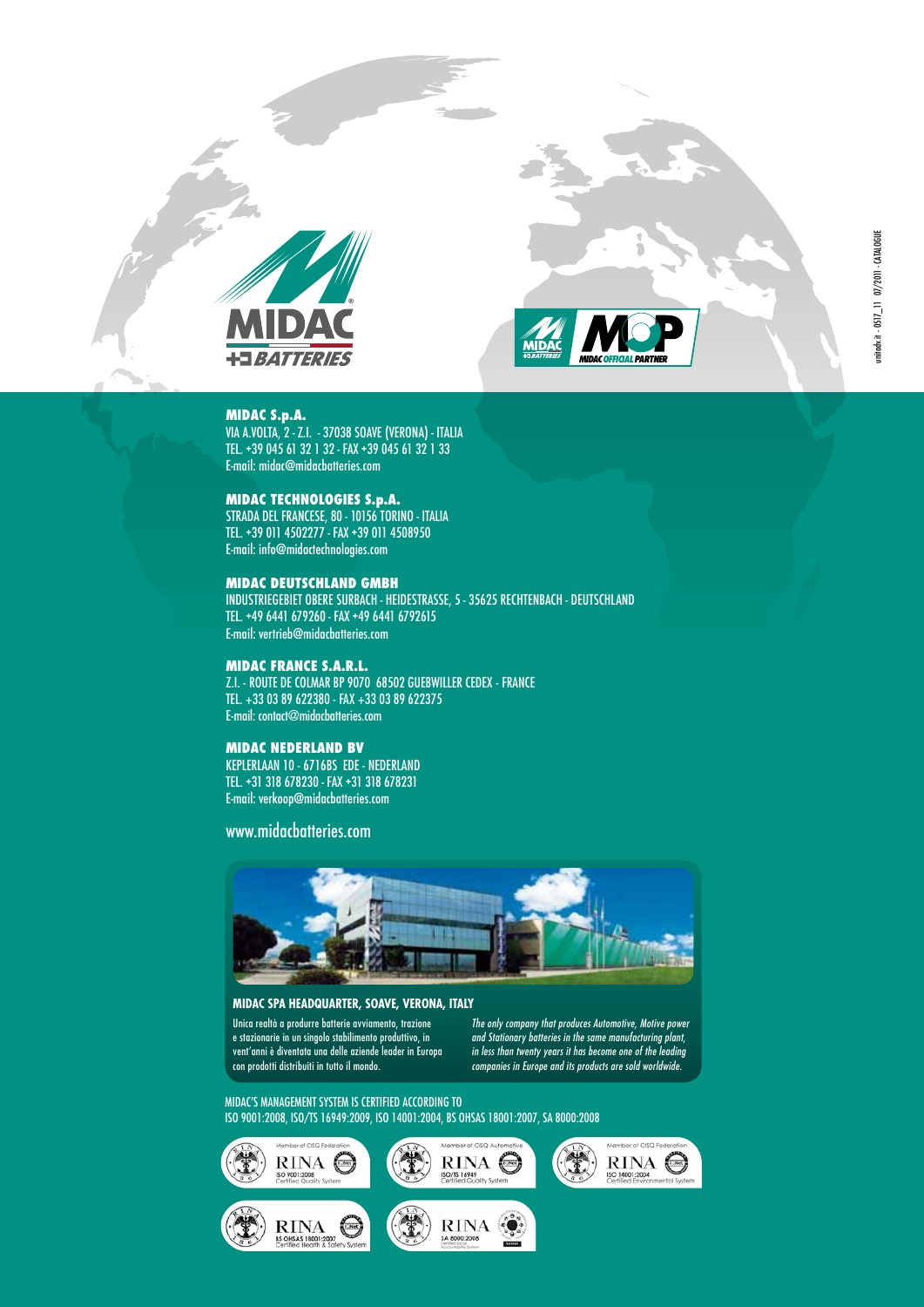MIDAC

BATTERIES

MIDAC OFFICIAL PARTNER

**MIDAC S.p.A.**
VIA A.VOLTA, 2 - Z.I. - 37038 SOAVE (VERONA) - ITALIA
TEL. +39 045 61 32 1 32 - FAX +39 045 61 32 1 33
E-mail: midac@midacbatteries.com

**MIDAC TECHNOLOGIES S.p.A.**
STRADA DEL FRANCESE, 80 - 10156 TORINO - ITALIA
TEL. +39 011 4502277 - FAX +39 011 4508950
E-mail: info@midactechnologies.com

**MIDAC DEUTSCHLAND GMBH**
INDUSTRIEGEBIET OBERE SURBACH - HEIDESTRASSE, 5 - 35625 RECHTENBACH - DEUTSCHLAND
TEL. +49 6441 679260 - FAX +49 6441 6792615
E-mail: vertrieb@midacbatteries.com

**MIDAC FRANCE S.A.R.L.**
Z.I. - ROUTE DE COLMAR BP 9070 68502 GUEBWILLER CEDEX - FRANCE
TEL. +33 03 89 622380 - FAX +33 03 89 622375
E-mail: contact@midacbatteries.com

**MIDAC NEDERLAND BV**
KEPLERLAAN 10 - 6716BS EDE - NEDERLAND
TEL. +31 318 678230 - FAX +31 318 678231
E-mail: verkoop@midacbatteries.com

www.midacbatteries.com

**MIDAC SPA HEADQUARTER, SOAVE, VERONA, ITALY**

Unica realtà a produrre batterie avviamento, trazione e stazionarie in un singolo stabilimento produttivo, in vent'anni è diventata una delle aziende leader in Europa con prodotti distribuiti in tutto il mondo.

*The only company that produces Automotive, Motive power and Stationary batteries in the same manufacturing plant, in less than twenty years it has become one of the leading companies in Europe and its products are sold worldwide.*

MIDAC'S MANAGEMENT SYSTEM IS CERTIFIED ACCORDING TO
ISO 9001:2008, ISO/TS 16949:2009, ISO 14001:2004, BS OHSAS 18001:2007, SA 8000:2008

Member of CISQ Federation — RINA — ISO 9001:2008 Certified Quality System

Member of CISQ Automotive — RINA — ISO/TS 16949 Certified Quality System

Member of CISQ Federation — RINA — ISO 14001:2004 Certified Environmental System

RINA — BS OHSAS 18001:2007 Certified Health & Safety System

RINA — SA 8000:2008 Certified Social Accountability System

unitadv.it - 0517_11 07/2011 - CATALOGUE